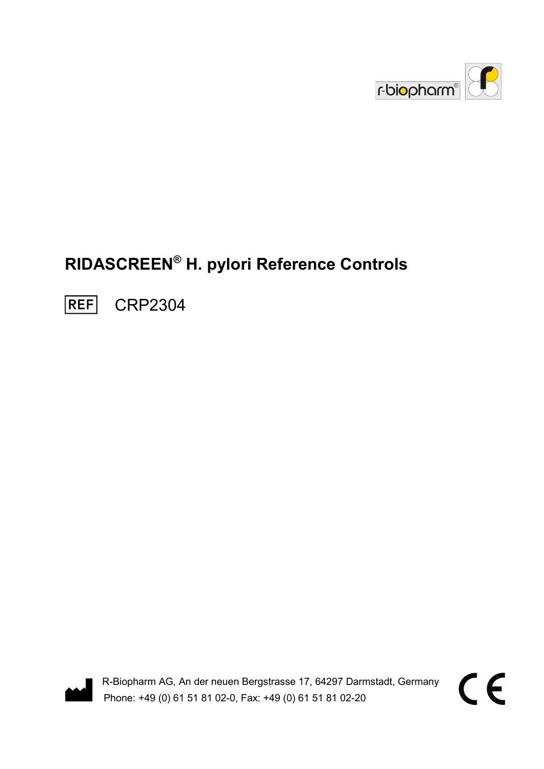# RIDASCREEN® H. pylori Reference Controls

REF CRP2304

R-Biopharm AG, An der neuen Bergstrasse 17, 64297 Darmstadt, Germany
Phone: +49 (0) 61 51 81 02-0, Fax: +49 (0) 61 51 81 02-20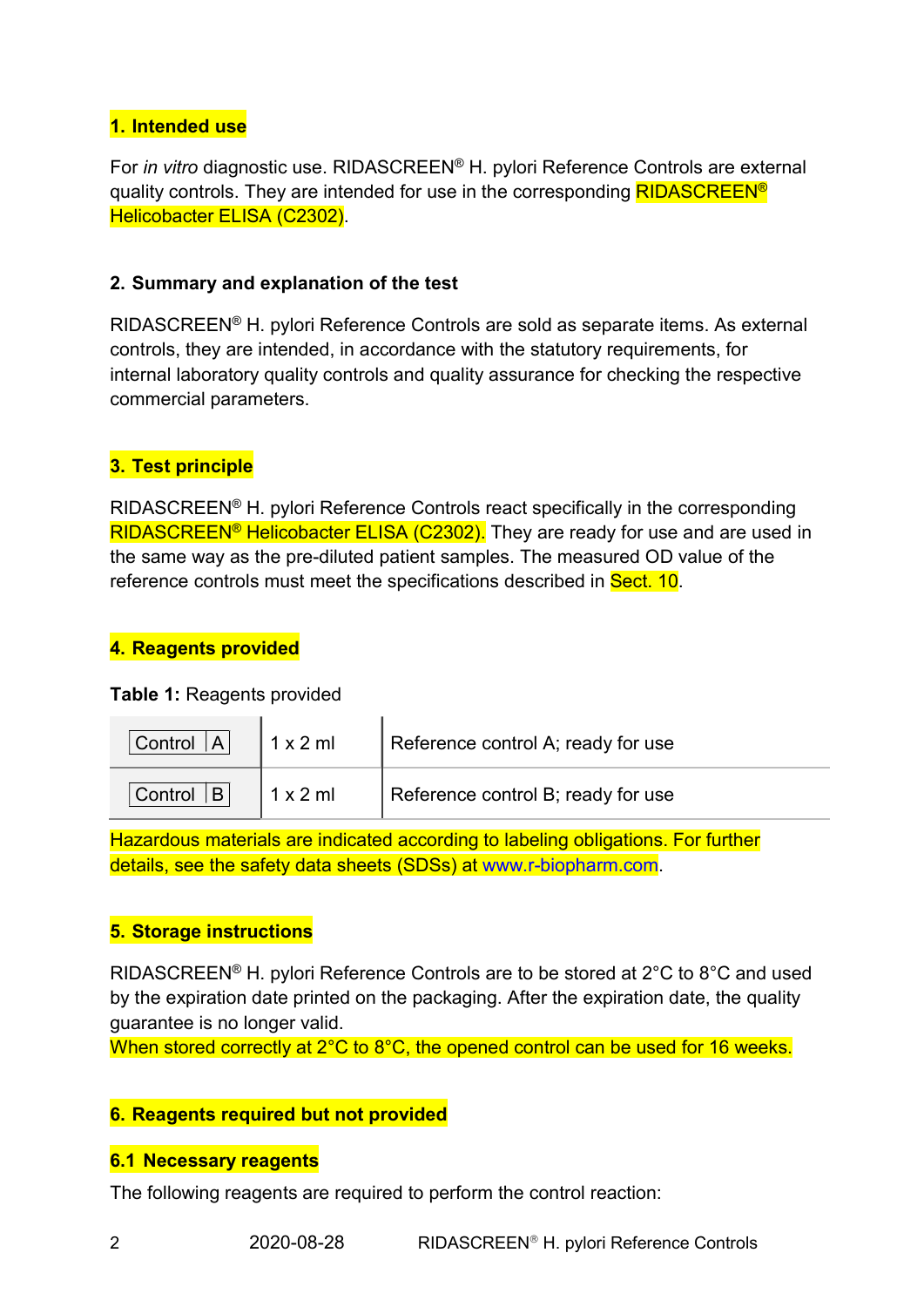## 1. Intended use

For *in vitro* diagnostic use. RIDASCREEN® H. pylori Reference Controls are external quality controls. They are intended for use in the corresponding RIDASCREEN® Helicobacter ELISA (C2302).

## 2. Summary and explanation of the test

RIDASCREEN® H. pylori Reference Controls are sold as separate items. As external controls, they are intended, in accordance with the statutory requirements, for internal laboratory quality controls and quality assurance for checking the respective commercial parameters.

## 3. Test principle

RIDASCREEN® H. pylori Reference Controls react specifically in the corresponding RIDASCREEN® Helicobacter ELISA (C2302). They are ready for use and are used in the same way as the pre-diluted patient samples. The measured OD value of the reference controls must meet the specifications described in Sect. 10.

## 4. Reagents provided

**Table 1:** Reagents provided

| | | |
|---|---|---|
| Control A | 1 x 2 ml | Reference control A; ready for use |
| Control B | 1 x 2 ml | Reference control B; ready for use |

Hazardous materials are indicated according to labeling obligations. For further details, see the safety data sheets (SDSs) at www.r-biopharm.com.

## 5. Storage instructions

RIDASCREEN® H. pylori Reference Controls are to be stored at 2°C to 8°C and used by the expiration date printed on the packaging. After the expiration date, the quality guarantee is no longer valid.
When stored correctly at 2°C to 8°C, the opened control can be used for 16 weeks.

## 6. Reagents required but not provided

### 6.1 Necessary reagents

The following reagents are required to perform the control reaction: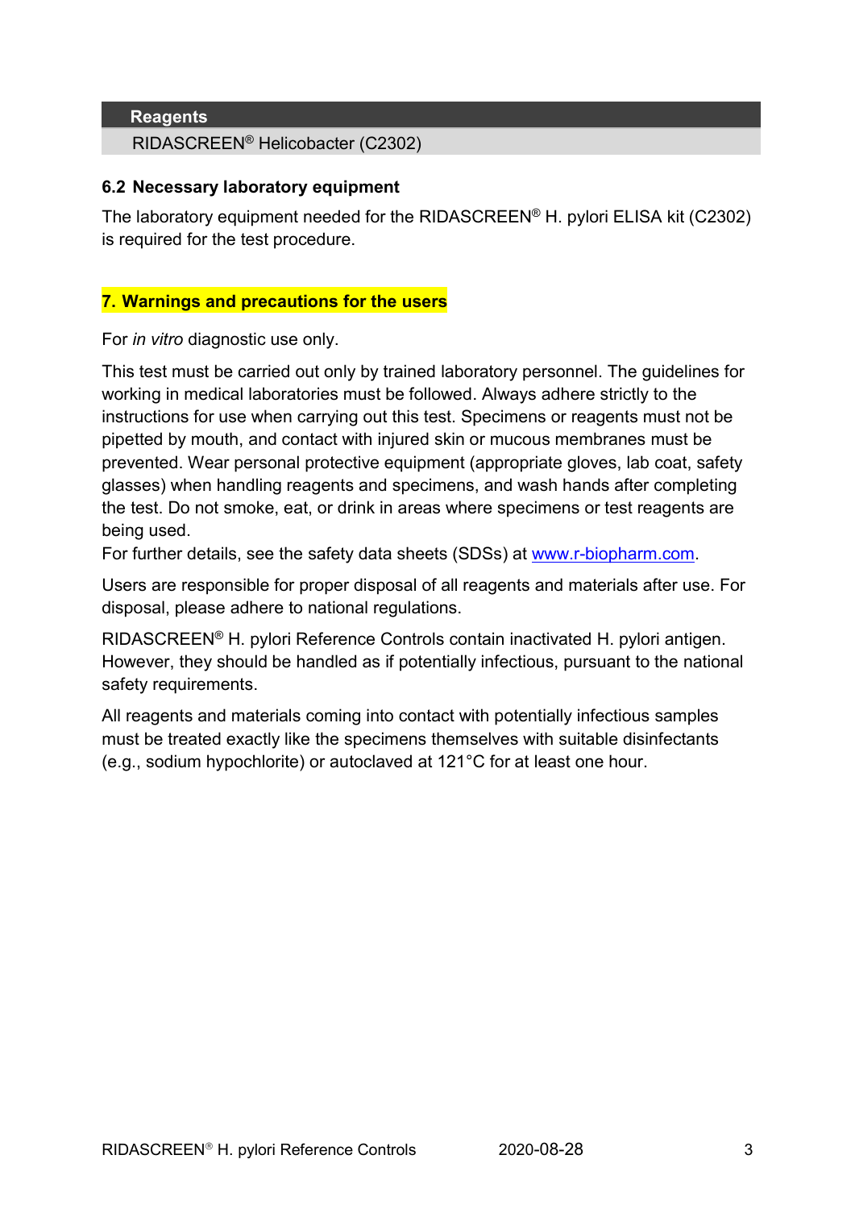| Reagents |
| --- |
| RIDASCREEN® Helicobacter (C2302) |

### 6.2 Necessary laboratory equipment

The laboratory equipment needed for the RIDASCREEN® H. pylori ELISA kit (C2302) is required for the test procedure.

## 7. Warnings and precautions for the users

For *in vitro* diagnostic use only.

This test must be carried out only by trained laboratory personnel. The guidelines for working in medical laboratories must be followed. Always adhere strictly to the instructions for use when carrying out this test. Specimens or reagents must not be pipetted by mouth, and contact with injured skin or mucous membranes must be prevented. Wear personal protective equipment (appropriate gloves, lab coat, safety glasses) when handling reagents and specimens, and wash hands after completing the test. Do not smoke, eat, or drink in areas where specimens or test reagents are being used.
For further details, see the safety data sheets (SDSs) at [www.r-biopharm.com](http://www.r-biopharm.com).

Users are responsible for proper disposal of all reagents and materials after use. For disposal, please adhere to national regulations.

RIDASCREEN® H. pylori Reference Controls contain inactivated H. pylori antigen. However, they should be handled as if potentially infectious, pursuant to the national safety requirements.

All reagents and materials coming into contact with potentially infectious samples must be treated exactly like the specimens themselves with suitable disinfectants (e.g., sodium hypochlorite) or autoclaved at 121°C for at least one hour.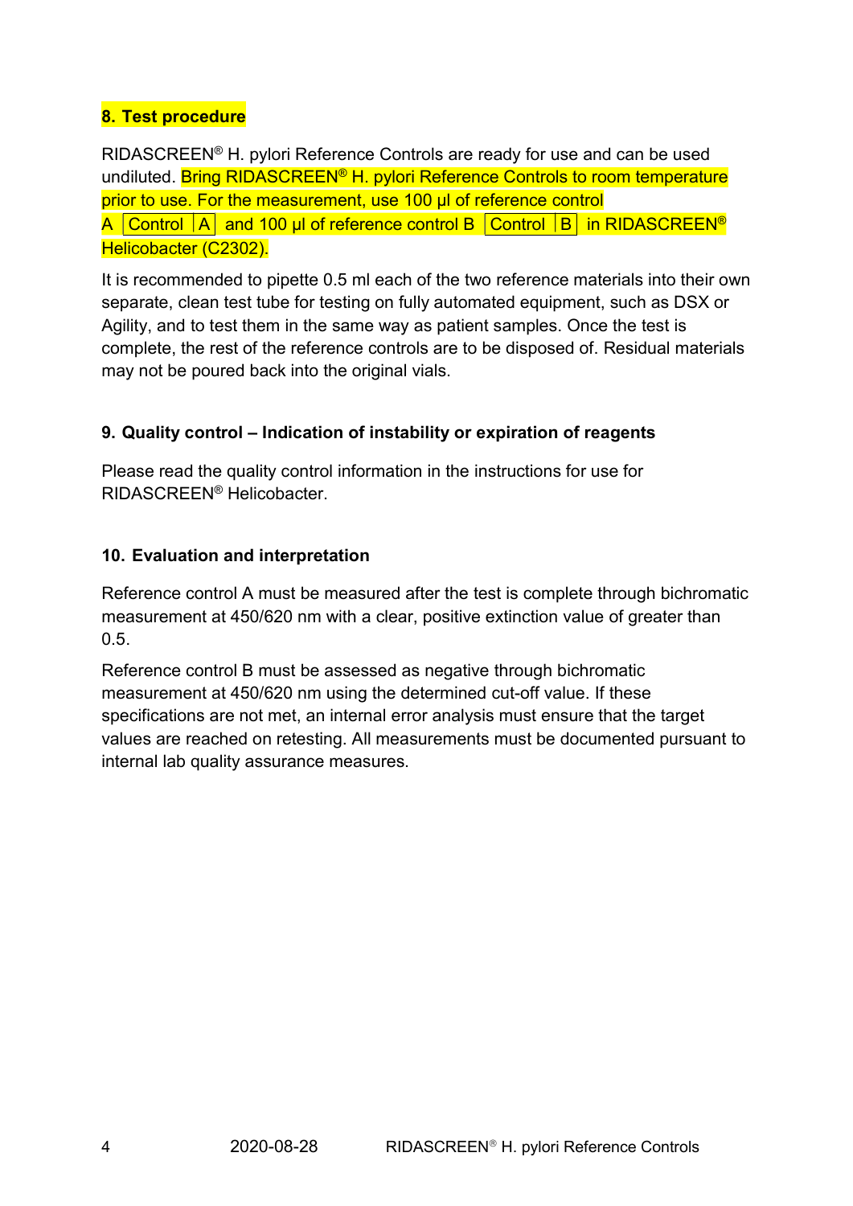## 8. Test procedure

RIDASCREEN® H. pylori Reference Controls are ready for use and can be used undiluted. Bring RIDASCREEN® H. pylori Reference Controls to room temperature prior to use. For the measurement, use 100 µl of reference control A | Control | A | and 100 µl of reference control B | Control | B | in RIDASCREEN® Helicobacter (C2302).

It is recommended to pipette 0.5 ml each of the two reference materials into their own separate, clean test tube for testing on fully automated equipment, such as DSX or Agility, and to test them in the same way as patient samples. Once the test is complete, the rest of the reference controls are to be disposed of. Residual materials may not be poured back into the original vials.

## 9. Quality control – Indication of instability or expiration of reagents

Please read the quality control information in the instructions for use for RIDASCREEN® Helicobacter.

## 10. Evaluation and interpretation

Reference control A must be measured after the test is complete through bichromatic measurement at 450/620 nm with a clear, positive extinction value of greater than 0.5.

Reference control B must be assessed as negative through bichromatic measurement at 450/620 nm using the determined cut-off value. If these specifications are not met, an internal error analysis must ensure that the target values are reached on retesting. All measurements must be documented pursuant to internal lab quality assurance measures.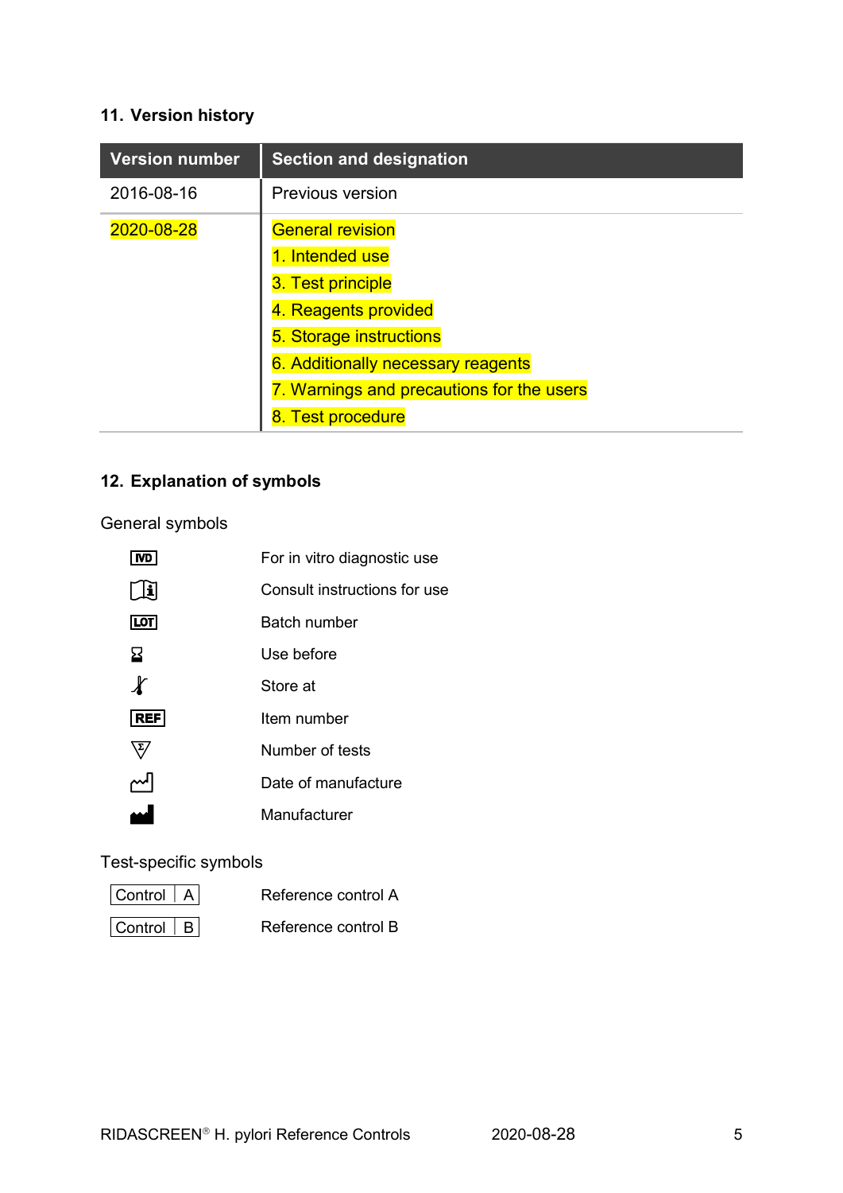## 11. Version history

| Version number | Section and designation |
|---|---|
| 2016-08-16 | Previous version |
| 2020-08-28 | General revision<br>1. Intended use<br>3. Test principle<br>4. Reagents provided<br>5. Storage instructions<br>6. Additionally necessary reagents<br>7. Warnings and precautions for the users<br>8. Test procedure |

## 12. Explanation of symbols

General symbols

| | |
|---|---|
| IVD | For in vitro diagnostic use |
| | Consult instructions for use |
| LOT | Batch number |
| | Use before |
| | Store at |
| REF | Item number |
| Σ | Number of tests |
| | Date of manufacture |
| | Manufacturer |

Test-specific symbols

| | |
|---|---|
| Control \| A | Reference control A |
| Control \| B | Reference control B |